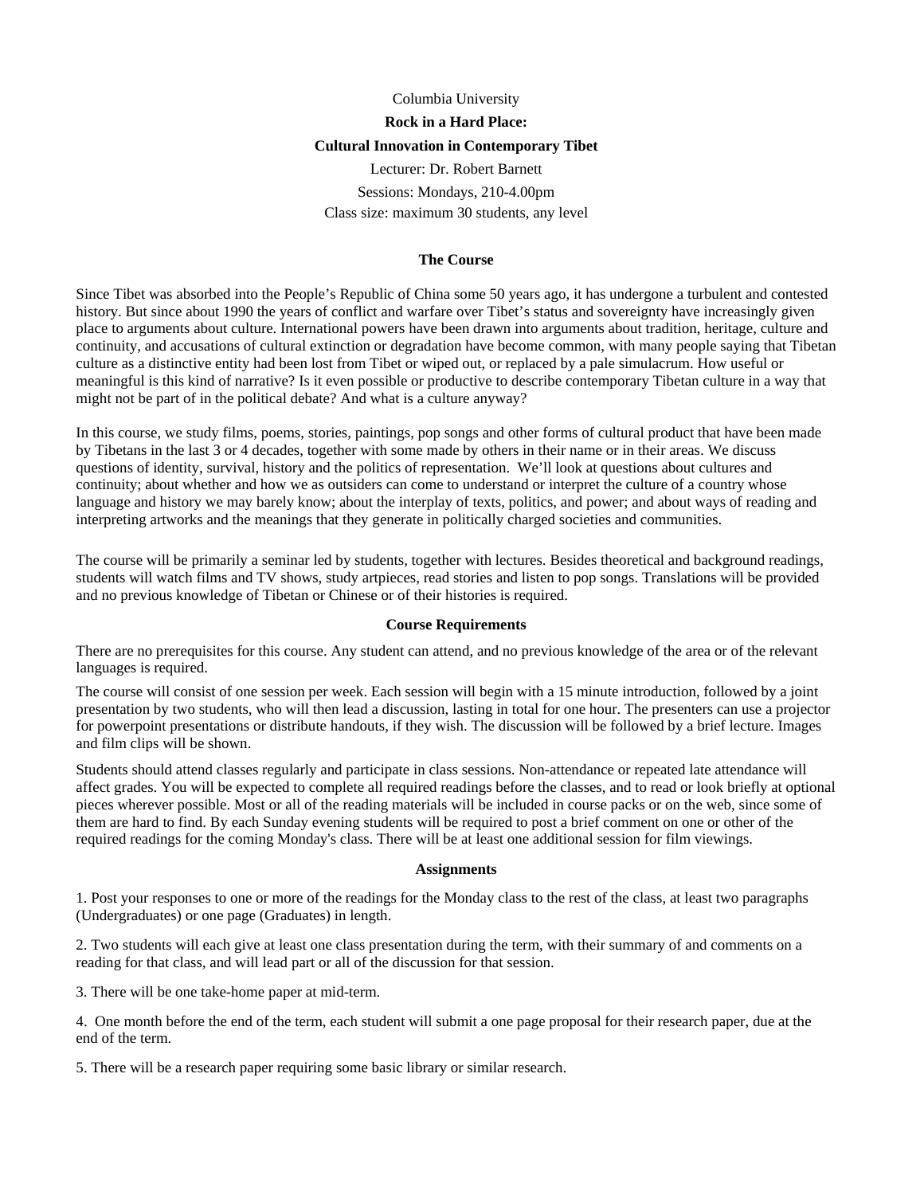Columbia University

**Rock in a Hard Place:**

**Cultural Innovation in Contemporary Tibet**

Lecturer: Dr. Robert Barnett

Sessions: Mondays, 210-4.00pm

Class size: maximum 30 students, any level

## The Course

Since Tibet was absorbed into the People's Republic of China some 50 years ago, it has undergone a turbulent and contested history. But since about 1990 the years of conflict and warfare over Tibet's status and sovereignty have increasingly given place to arguments about culture. International powers have been drawn into arguments about tradition, heritage, culture and continuity, and accusations of cultural extinction or degradation have become common, with many people saying that Tibetan culture as a distinctive entity had been lost from Tibet or wiped out, or replaced by a pale simulacrum. How useful or meaningful is this kind of narrative? Is it even possible or productive to describe contemporary Tibetan culture in a way that might not be part of in the political debate? And what is a culture anyway?

In this course, we study films, poems, stories, paintings, pop songs and other forms of cultural product that have been made by Tibetans in the last 3 or 4 decades, together with some made by others in their name or in their areas. We discuss questions of identity, survival, history and the politics of representation. We'll look at questions about cultures and continuity; about whether and how we as outsiders can come to understand or interpret the culture of a country whose language and history we may barely know; about the interplay of texts, politics, and power; and about ways of reading and interpreting artworks and the meanings that they generate in politically charged societies and communities.

The course will be primarily a seminar led by students, together with lectures. Besides theoretical and background readings, students will watch films and TV shows, study artpieces, read stories and listen to pop songs. Translations will be provided and no previous knowledge of Tibetan or Chinese or of their histories is required.

## Course Requirements

There are no prerequisites for this course. Any student can attend, and no previous knowledge of the area or of the relevant languages is required.

The course will consist of one session per week. Each session will begin with a 15 minute introduction, followed by a joint presentation by two students, who will then lead a discussion, lasting in total for one hour. The presenters can use a projector for powerpoint presentations or distribute handouts, if they wish. The discussion will be followed by a brief lecture. Images and film clips will be shown.

Students should attend classes regularly and participate in class sessions. Non-attendance or repeated late attendance will affect grades. You will be expected to complete all required readings before the classes, and to read or look briefly at optional pieces wherever possible. Most or all of the reading materials will be included in course packs or on the web, since some of them are hard to find. By each Sunday evening students will be required to post a brief comment on one or other of the required readings for the coming Monday's class. There will be at least one additional session for film viewings.

## Assignments

1. Post your responses to one or more of the readings for the Monday class to the rest of the class, at least two paragraphs (Undergraduates) or one page (Graduates) in length.

2. Two students will each give at least one class presentation during the term, with their summary of and comments on a reading for that class, and will lead part or all of the discussion for that session.

3. There will be one take-home paper at mid-term.

4. One month before the end of the term, each student will submit a one page proposal for their research paper, due at the end of the term.

5. There will be a research paper requiring some basic library or similar research.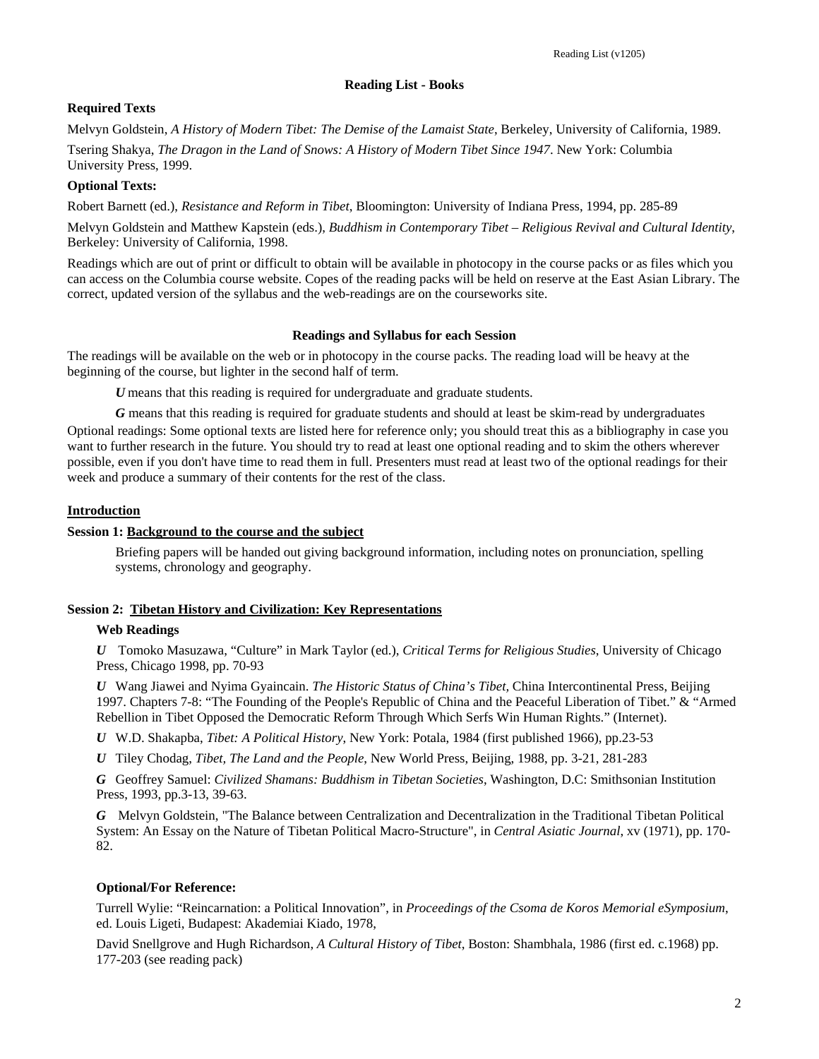### Reading List - Books

**Required Texts**

Melvyn Goldstein, *A History of Modern Tibet: The Demise of the Lamaist State*, Berkeley, University of California, 1989.

Tsering Shakya, *The Dragon in the Land of Snows: A History of Modern Tibet Since 1947*. New York: Columbia University Press, 1999.

**Optional Texts:**

Robert Barnett (ed.), *Resistance and Reform in Tibet*, Bloomington: University of Indiana Press, 1994, pp. 285-89

Melvyn Goldstein and Matthew Kapstein (eds.), *Buddhism in Contemporary Tibet – Religious Revival and Cultural Identity*, Berkeley: University of California, 1998.

Readings which are out of print or difficult to obtain will be available in photocopy in the course packs or as files which you can access on the Columbia course website. Copes of the reading packs will be held on reserve at the East Asian Library. The correct, updated version of the syllabus and the web-readings are on the courseworks site.

### Readings and Syllabus for each Session

The readings will be available on the web or in photocopy in the course packs. The reading load will be heavy at the beginning of the course, but lighter in the second half of term.

*U* means that this reading is required for undergraduate and graduate students.

*G* means that this reading is required for graduate students and should at least be skim-read by undergraduates

Optional readings: Some optional texts are listed here for reference only; you should treat this as a bibliography in case you want to further research in the future. You should try to read at least one optional reading and to skim the others wherever possible, even if you don't have time to read them in full. Presenters must read at least two of the optional readings for their week and produce a summary of their contents for the rest of the class.

## Introduction

**Session 1: Background to the course and the subject**

Briefing papers will be handed out giving background information, including notes on pronunciation, spelling systems, chronology and geography.

**Session 2: Tibetan History and Civilization: Key Representations**

**Web Readings**

*U* Tomoko Masuzawa, "Culture" in Mark Taylor (ed.), *Critical Terms for Religious Studies*, University of Chicago Press, Chicago 1998, pp. 70-93

*U* Wang Jiawei and Nyima Gyaincain. *The Historic Status of China's Tibet,* China Intercontinental Press, Beijing 1997. Chapters 7-8: "The Founding of the People's Republic of China and the Peaceful Liberation of Tibet." & "Armed Rebellion in Tibet Opposed the Democratic Reform Through Which Serfs Win Human Rights." (Internet).

*U* W.D. Shakapba, *Tibet: A Political History*, New York: Potala, 1984 (first published 1966), pp.23-53

*U* Tiley Chodag, *Tibet, The Land and the People,* New World Press, Beijing, 1988, pp. 3-21, 281-283

*G* Geoffrey Samuel: *Civilized Shamans: Buddhism in Tibetan Societies*, Washington, D.C: Smithsonian Institution Press, 1993, pp.3-13, 39-63.

*G* Melvyn Goldstein, "The Balance between Centralization and Decentralization in the Traditional Tibetan Political System: An Essay on the Nature of Tibetan Political Macro-Structure", in *Central Asiatic Journal*, xv (1971), pp. 170-82.

**Optional/For Reference:**

Turrell Wylie: "Reincarnation: a Political Innovation", in *Proceedings of the Csoma de Koros Memorial eSymposium*, ed. Louis Ligeti, Budapest: Akademiai Kiado, 1978,

David Snellgrove and Hugh Richardson, *A Cultural History of Tibet*, Boston: Shambhala, 1986 (first ed. c.1968) pp. 177-203 (see reading pack)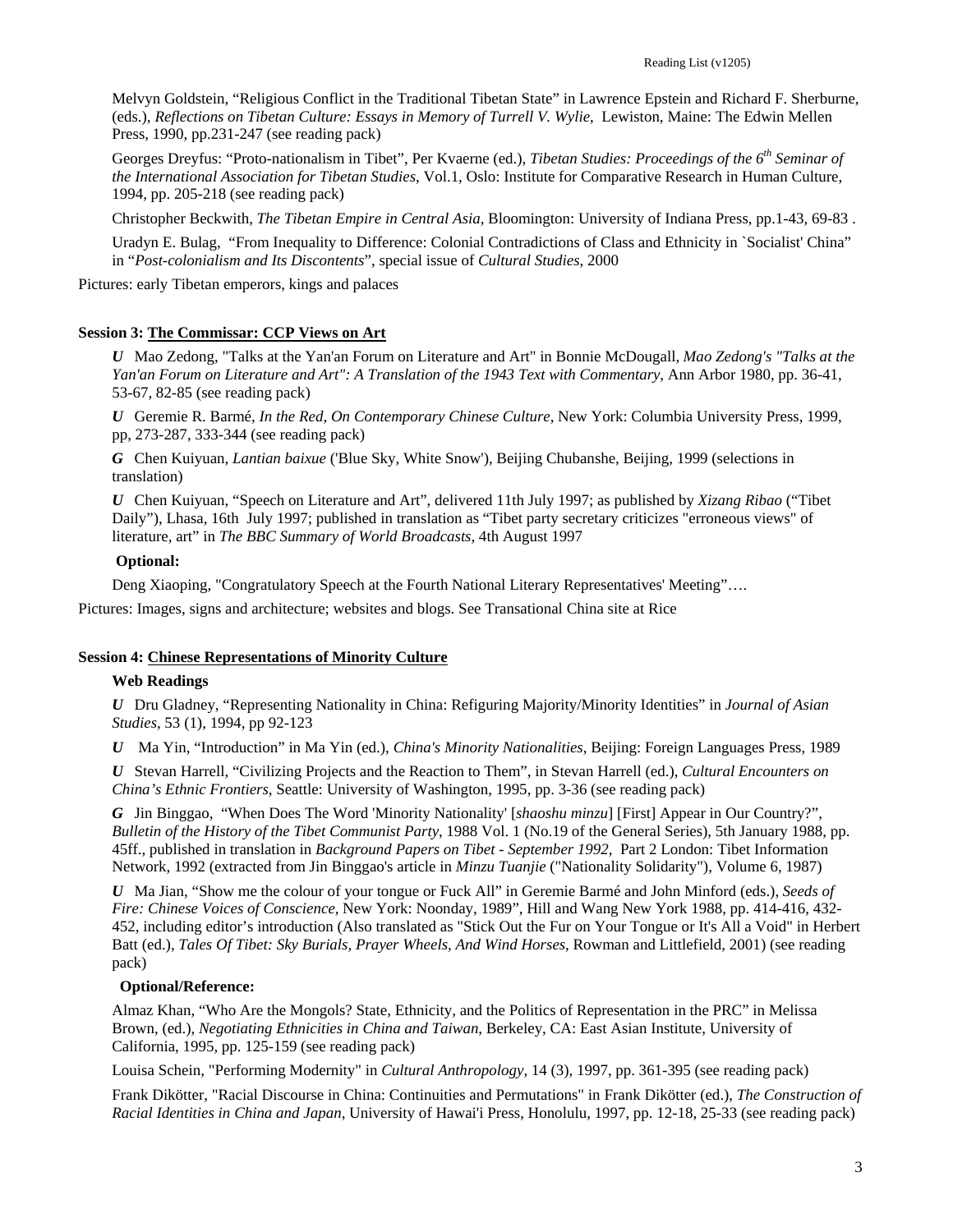Melvyn Goldstein, "Religious Conflict in the Traditional Tibetan State" in Lawrence Epstein and Richard F. Sherburne, (eds.), *Reflections on Tibetan Culture: Essays in Memory of Turrell V. Wylie*, Lewiston, Maine: The Edwin Mellen Press, 1990, pp.231-247 (see reading pack)

Georges Dreyfus: "Proto-nationalism in Tibet", Per Kvaerne (ed.), *Tibetan Studies: Proceedings of the 6th Seminar of the International Association for Tibetan Studies*, Vol.1, Oslo: Institute for Comparative Research in Human Culture, 1994, pp. 205-218 (see reading pack)

Christopher Beckwith, *The Tibetan Empire in Central Asia*, Bloomington: University of Indiana Press, pp.1-43, 69-83 .

Uradyn E. Bulag, "From Inequality to Difference: Colonial Contradictions of Class and Ethnicity in `Socialist' China" in "*Post-colonialism and Its Discontents*", special issue of *Cultural Studies*, 2000

Pictures: early Tibetan emperors, kings and palaces

**Session 3: The Commissar: CCP Views on Art**

***U*** Mao Zedong, "Talks at the Yan'an Forum on Literature and Art" in Bonnie McDougall, *Mao Zedong's "Talks at the Yan'an Forum on Literature and Art": A Translation of the 1943 Text with Commentary*, Ann Arbor 1980, pp. 36-41, 53-67, 82-85 (see reading pack)

***U*** Geremie R. Barmé, *In the Red, On Contemporary Chinese Culture*, New York: Columbia University Press, 1999, pp, 273-287, 333-344 (see reading pack)

***G*** Chen Kuiyuan, *Lantian baixue* ('Blue Sky, White Snow'), Beijing Chubanshe, Beijing, 1999 (selections in translation)

***U*** Chen Kuiyuan, "Speech on Literature and Art", delivered 11th July 1997; as published by *Xizang Ribao* ("Tibet Daily"), Lhasa, 16th July 1997; published in translation as "Tibet party secretary criticizes "erroneous views" of literature, art" in *The BBC Summary of World Broadcasts*, 4th August 1997

**Optional:**

Deng Xiaoping, "Congratulatory Speech at the Fourth National Literary Representatives' Meeting"….

Pictures: Images, signs and architecture; websites and blogs. See Transational China site at Rice

**Session 4: Chinese Representations of Minority Culture**

**Web Readings**

***U*** Dru Gladney, "Representing Nationality in China: Refiguring Majority/Minority Identities" in *Journal of Asian Studies*, 53 (1), 1994, pp 92-123

***U*** Ma Yin, "Introduction" in Ma Yin (ed.), *China's Minority Nationalities*, Beijing: Foreign Languages Press, 1989

***U*** Stevan Harrell, "Civilizing Projects and the Reaction to Them", in Stevan Harrell (ed.), *Cultural Encounters on China's Ethnic Frontiers*, Seattle: University of Washington, 1995, pp. 3-36 (see reading pack)

***G*** Jin Binggao, "When Does The Word 'Minority Nationality' [*shaoshu minzu*] [First] Appear in Our Country?", *Bulletin of the History of the Tibet Communist Party*, 1988 Vol. 1 (No.19 of the General Series), 5th January 1988, pp. 45ff., published in translation in *Background Papers on Tibet - September 1992*, Part 2 London: Tibet Information Network, 1992 (extracted from Jin Binggao's article in *Minzu Tuanjie* ("Nationality Solidarity"), Volume 6, 1987)

***U*** Ma Jian, "Show me the colour of your tongue or Fuck All" in Geremie Barmé and John Minford (eds.), *Seeds of Fire: Chinese Voices of Conscience*, New York: Noonday, 1989", Hill and Wang New York 1988, pp. 414-416, 432-452, including editor's introduction (Also translated as "Stick Out the Fur on Your Tongue or It's All a Void" in Herbert Batt (ed.), *Tales Of Tibet: Sky Burials, Prayer Wheels, And Wind Horses*, Rowman and Littlefield, 2001) (see reading pack)

**Optional/Reference:**

Almaz Khan, "Who Are the Mongols? State, Ethnicity, and the Politics of Representation in the PRC" in Melissa Brown, (ed.), *Negotiating Ethnicities in China and Taiwan*, Berkeley, CA: East Asian Institute, University of California, 1995, pp. 125-159 (see reading pack)

Louisa Schein, "Performing Modernity" in *Cultural Anthropology*, 14 (3), 1997, pp. 361-395 (see reading pack)

Frank Dikötter, "Racial Discourse in China: Continuities and Permutations" in Frank Dikötter (ed.), *The Construction of Racial Identities in China and Japan*, University of Hawai'i Press, Honolulu, 1997, pp. 12-18, 25-33 (see reading pack)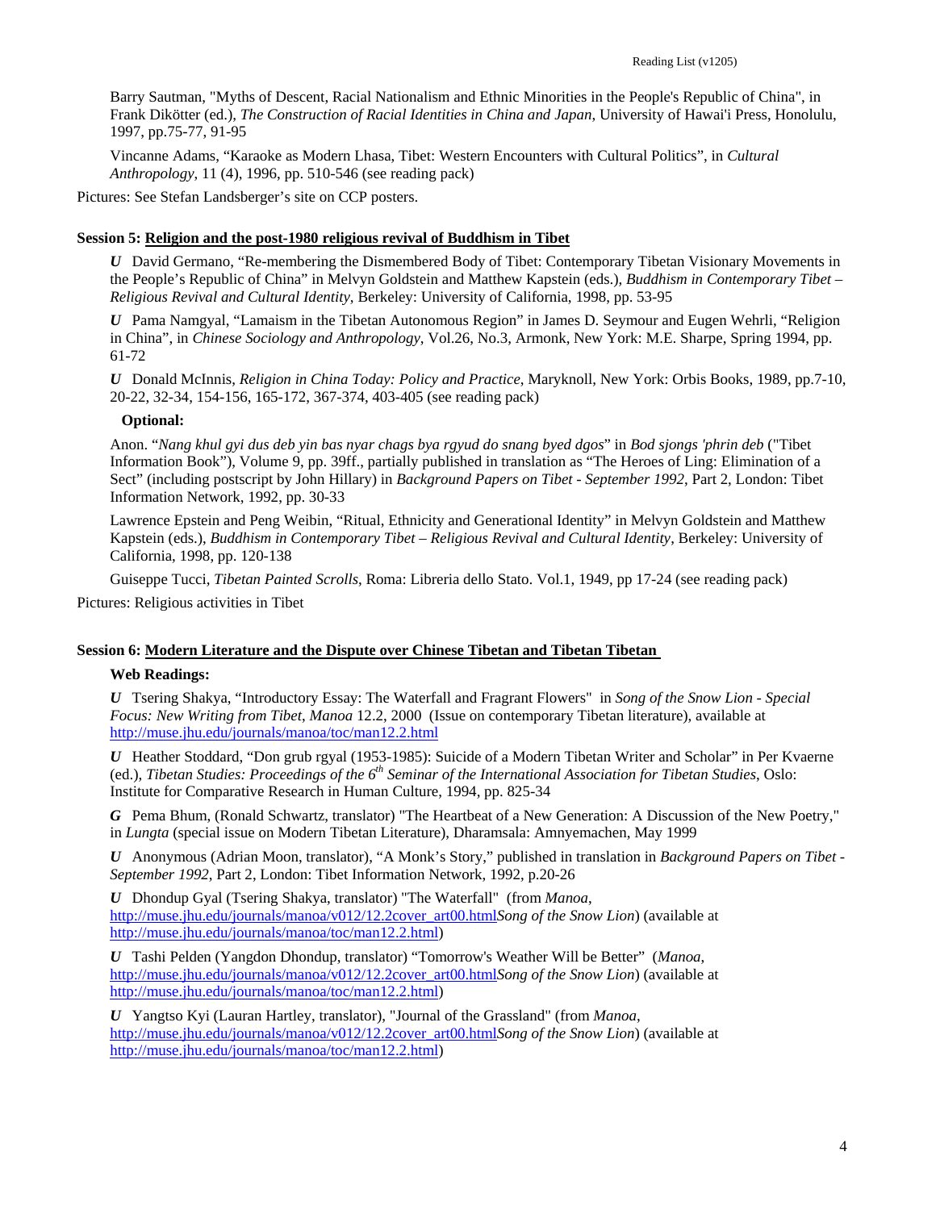Barry Sautman, "Myths of Descent, Racial Nationalism and Ethnic Minorities in the People's Republic of China", in Frank Dikötter (ed.), *The Construction of Racial Identities in China and Japan*, University of Hawai'i Press, Honolulu, 1997, pp.75-77, 91-95

Vincanne Adams, "Karaoke as Modern Lhasa, Tibet: Western Encounters with Cultural Politics", in *Cultural Anthropology*, 11 (4), 1996, pp. 510-546 (see reading pack)

Pictures: See Stefan Landsberger's site on CCP posters.

**Session 5: Religion and the post-1980 religious revival of Buddhism in Tibet**

***U*** David Germano, "Re-membering the Dismembered Body of Tibet: Contemporary Tibetan Visionary Movements in the People's Republic of China" in Melvyn Goldstein and Matthew Kapstein (eds.), *Buddhism in Contemporary Tibet – Religious Revival and Cultural Identity*, Berkeley: University of California, 1998, pp. 53-95

***U*** Pama Namgyal, "Lamaism in the Tibetan Autonomous Region" in James D. Seymour and Eugen Wehrli, "Religion in China", in *Chinese Sociology and Anthropology*, Vol.26, No.3, Armonk, New York: M.E. Sharpe, Spring 1994, pp. 61-72

***U*** Donald McInnis, *Religion in China Today: Policy and Practice*, Maryknoll, New York: Orbis Books, 1989, pp.7-10, 20-22, 32-34, 154-156, 165-172, 367-374, 403-405 (see reading pack)

**Optional:**

Anon. "*Nang khul gyi dus deb yin bas nyar chags bya rgyud do snang byed dgos*" in *Bod sjongs 'phrin deb* ("Tibet Information Book"), Volume 9, pp. 39ff., partially published in translation as "The Heroes of Ling: Elimination of a Sect" (including postscript by John Hillary) in *Background Papers on Tibet - September 1992*, Part 2, London: Tibet Information Network, 1992, pp. 30-33

Lawrence Epstein and Peng Weibin, "Ritual, Ethnicity and Generational Identity" in Melvyn Goldstein and Matthew Kapstein (eds.), *Buddhism in Contemporary Tibet – Religious Revival and Cultural Identity*, Berkeley: University of California, 1998, pp. 120-138

Guiseppe Tucci, *Tibetan Painted Scrolls*, Roma: Libreria dello Stato. Vol.1, 1949, pp 17-24 (see reading pack)

Pictures: Religious activities in Tibet

**Session 6: Modern Literature and the Dispute over Chinese Tibetan and Tibetan Tibetan**

**Web Readings:**

***U*** Tsering Shakya, "Introductory Essay: The Waterfall and Fragrant Flowers" in *Song of the Snow Lion - Special Focus: New Writing from Tibet*, *Manoa* 12.2, 2000 (Issue on contemporary Tibetan literature), available at http://muse.jhu.edu/journals/manoa/toc/man12.2.html

***U*** Heather Stoddard, "Don grub rgyal (1953-1985): Suicide of a Modern Tibetan Writer and Scholar" in Per Kvaerne (ed.), *Tibetan Studies: Proceedings of the 6th Seminar of the International Association for Tibetan Studies*, Oslo: Institute for Comparative Research in Human Culture, 1994, pp. 825-34

***G*** Pema Bhum, (Ronald Schwartz, translator) "The Heartbeat of a New Generation: A Discussion of the New Poetry," in *Lungta* (special issue on Modern Tibetan Literature), Dharamsala: Amnyemachen, May 1999

***U*** Anonymous (Adrian Moon, translator), "A Monk's Story," published in translation in *Background Papers on Tibet - September 1992*, Part 2, London: Tibet Information Network, 1992, p.20-26

***U*** Dhondup Gyal (Tsering Shakya, translator) "The Waterfall" (from *Manoa*, http://muse.jhu.edu/journals/manoa/v012/12.2cover_art00.html*Song of the Snow Lion*) (available at http://muse.jhu.edu/journals/manoa/toc/man12.2.html)

***U*** Tashi Pelden (Yangdon Dhondup, translator) "Tomorrow's Weather Will be Better" (*Manoa*, http://muse.jhu.edu/journals/manoa/v012/12.2cover_art00.html*Song of the Snow Lion*) (available at http://muse.jhu.edu/journals/manoa/toc/man12.2.html)

***U*** Yangtso Kyi (Lauran Hartley, translator), "Journal of the Grassland" (from *Manoa*, http://muse.jhu.edu/journals/manoa/v012/12.2cover_art00.html*Song of the Snow Lion*) (available at http://muse.jhu.edu/journals/manoa/toc/man12.2.html)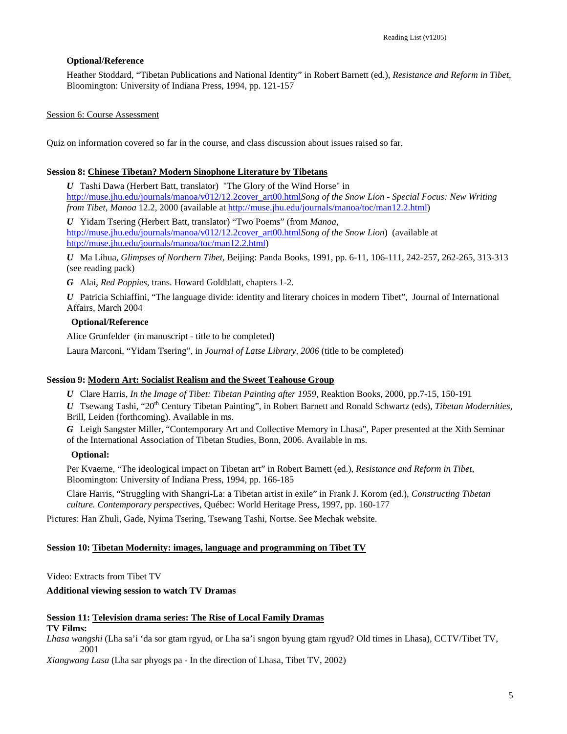**Optional/Reference**

Heather Stoddard, "Tibetan Publications and National Identity" in Robert Barnett (ed.), *Resistance and Reform in Tibet*, Bloomington: University of Indiana Press, 1994, pp. 121-157

Session 6: Course Assessment

Quiz on information covered so far in the course, and class discussion about issues raised so far.

**Session 8: Chinese Tibetan? Modern Sinophone Literature by Tibetans**

***U*** Tashi Dawa (Herbert Batt, translator) "The Glory of the Wind Horse" in http://muse.jhu.edu/journals/manoa/v012/12.2cover_art00.html*Song of the Snow Lion - Special Focus: New Writing from Tibet*, *Manoa* 12.2, 2000 (available at http://muse.jhu.edu/journals/manoa/toc/man12.2.html)

***U*** Yidam Tsering (Herbert Batt, translator) "Two Poems" (from *Manoa*, http://muse.jhu.edu/journals/manoa/v012/12.2cover_art00.html*Song of the Snow Lion*) (available at http://muse.jhu.edu/journals/manoa/toc/man12.2.html)

***U*** Ma Lihua, *Glimpses of Northern Tibet*, Beijing: Panda Books, 1991, pp. 6-11, 106-111, 242-257, 262-265, 313-313 (see reading pack)

***G*** Alai, *Red Poppies*, trans. Howard Goldblatt, chapters 1-2.

***U*** Patricia Schiaffini, "The language divide: identity and literary choices in modern Tibet", Journal of International Affairs, March 2004

**Optional/Reference**

Alice Grunfelder (in manuscript - title to be completed)

Laura Marconi, "Yidam Tsering", in *Journal of Latse Library, 2006* (title to be completed)

**Session 9: Modern Art: Socialist Realism and the Sweet Teahouse Group**

***U*** Clare Harris, *In the Image of Tibet: Tibetan Painting after 1959*, Reaktion Books, 2000, pp.7-15, 150-191

***U*** Tsewang Tashi, "20th Century Tibetan Painting", in Robert Barnett and Ronald Schwartz (eds), *Tibetan Modernities*, Brill, Leiden (forthcoming). Available in ms.

***G*** Leigh Sangster Miller, "Contemporary Art and Collective Memory in Lhasa", Paper presented at the Xith Seminar of the International Association of Tibetan Studies, Bonn, 2006. Available in ms.

**Optional:**

Per Kvaerne, "The ideological impact on Tibetan art" in Robert Barnett (ed.), *Resistance and Reform in Tibet*, Bloomington: University of Indiana Press, 1994, pp. 166-185

Clare Harris, "Struggling with Shangri-La: a Tibetan artist in exile" in Frank J. Korom (ed.), *Constructing Tibetan culture. Contemporary perspectives*, Québec: World Heritage Press, 1997, pp. 160-177

Pictures: Han Zhuli, Gade, Nyima Tsering, Tsewang Tashi, Nortse. See Mechak website.

**Session 10: Tibetan Modernity: images, language and programming on Tibet TV**

Video: Extracts from Tibet TV

**Additional viewing session to watch TV Dramas**

**Session 11: Television drama series: The Rise of Local Family Dramas**

**TV Films:**

*Lhasa wangshi* (Lha sa'i 'da sor gtam rgyud, or Lha sa'i sngon byung gtam rgyud? Old times in Lhasa), CCTV/Tibet TV, 2001

*Xiangwang Lasa* (Lha sar phyogs pa - In the direction of Lhasa, Tibet TV, 2002)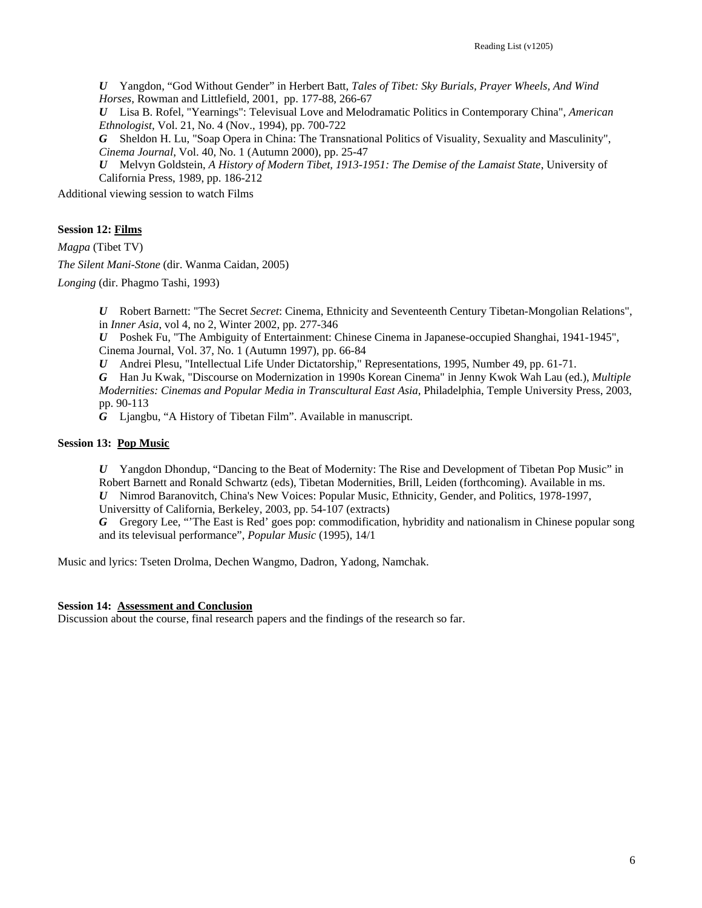***U*** Yangdon, "God Without Gender" in Herbert Batt, *Tales of Tibet: Sky Burials, Prayer Wheels, And Wind Horses*, Rowman and Littlefield, 2001, pp. 177-88, 266-67

***U*** Lisa B. Rofel, "Yearnings": Televisual Love and Melodramatic Politics in Contemporary China", *American Ethnologist*, Vol. 21, No. 4 (Nov., 1994), pp. 700-722

***G*** Sheldon H. Lu, "Soap Opera in China: The Transnational Politics of Visuality, Sexuality and Masculinity", *Cinema Journal*, Vol. 40, No. 1 (Autumn 2000), pp. 25-47

***U*** Melvyn Goldstein, *A History of Modern Tibet, 1913-1951: The Demise of the Lamaist State*, University of California Press, 1989, pp. 186-212

Additional viewing session to watch Films

**Session 12: Films**

*Magpa* (Tibet TV)

*The Silent Mani-Stone* (dir. Wanma Caidan, 2005)

*Longing* (dir. Phagmo Tashi, 1993)

***U*** Robert Barnett: "The Secret *Secret*: Cinema, Ethnicity and Seventeenth Century Tibetan-Mongolian Relations", in *Inner Asia*, vol 4, no 2, Winter 2002, pp. 277-346

***U*** Poshek Fu, "The Ambiguity of Entertainment: Chinese Cinema in Japanese-occupied Shanghai, 1941-1945", Cinema Journal, Vol. 37, No. 1 (Autumn 1997), pp. 66-84

***U*** Andrei Plesu, "Intellectual Life Under Dictatorship," Representations, 1995, Number 49, pp. 61-71.

***G*** Han Ju Kwak, "Discourse on Modernization in 1990s Korean Cinema" in Jenny Kwok Wah Lau (ed.), *Multiple Modernities: Cinemas and Popular Media in Transcultural East Asia*, Philadelphia, Temple University Press, 2003, pp. 90-113

***G*** Ljangbu, "A History of Tibetan Film". Available in manuscript.

**Session 13: Pop Music**

***U*** Yangdon Dhondup, "Dancing to the Beat of Modernity: The Rise and Development of Tibetan Pop Music" in Robert Barnett and Ronald Schwartz (eds), Tibetan Modernities, Brill, Leiden (forthcoming). Available in ms.

***U*** Nimrod Baranovitch, China's New Voices: Popular Music, Ethnicity, Gender, and Politics, 1978-1997, Universitty of California, Berkeley, 2003, pp. 54-107 (extracts)

***G*** Gregory Lee, "'The East is Red' goes pop: commodification, hybridity and nationalism in Chinese popular song and its televisual performance", *Popular Music* (1995), 14/1

Music and lyrics: Tseten Drolma, Dechen Wangmo, Dadron, Yadong, Namchak.

**Session 14: Assessment and Conclusion**

Discussion about the course, final research papers and the findings of the research so far.